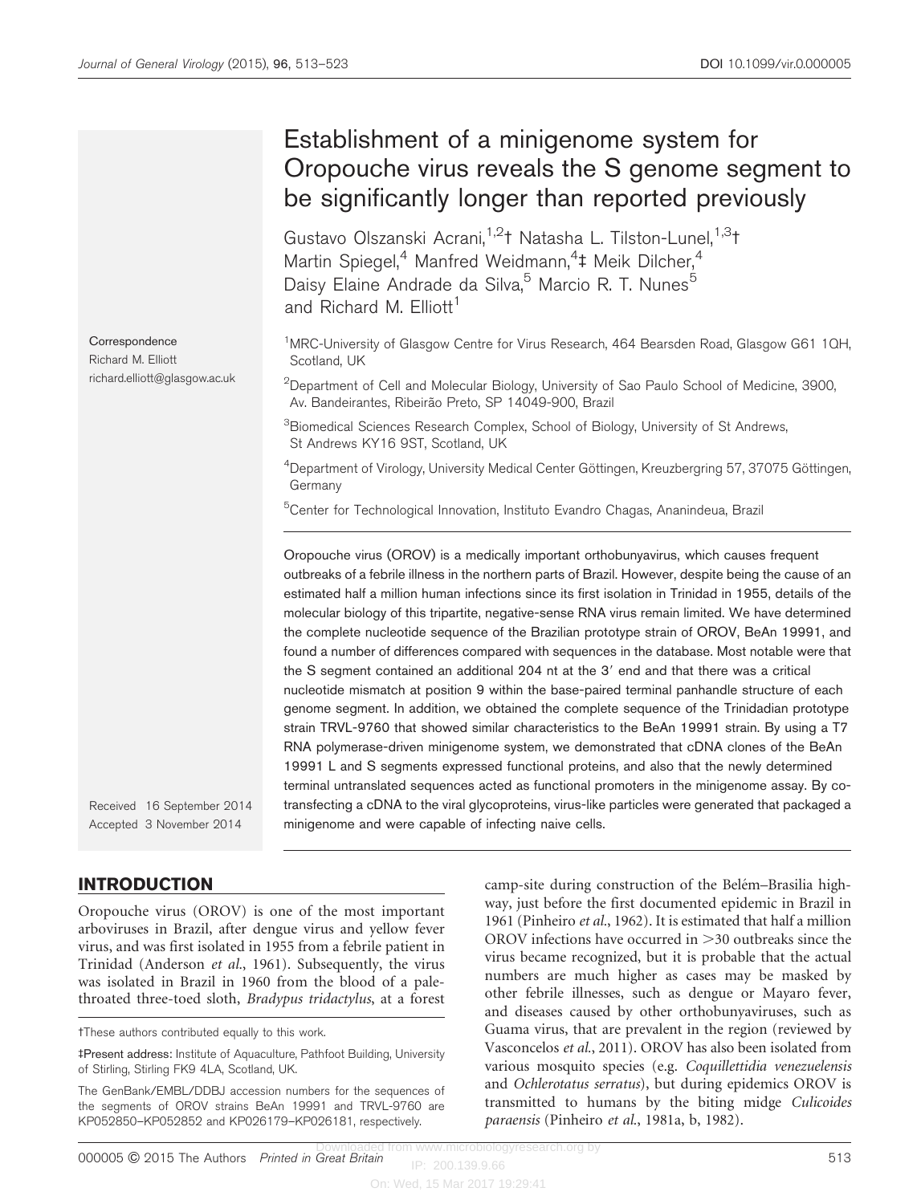# Establishment of a minigenome system for Oropouche virus reveals the S genome segment to be significantly longer than reported previously

Gustavo Olszanski Acrani,[1,2]† Natasha L. Tilston-Lunel,[1,3]† Martin Spiegel,[4] Manfred Weidmann,[4]‡ Meik Dilcher,[4] Daisy Elaine Andrade da Silva,[5] Marcio R. T. Nunes[5] and Richard M. Elliott[1]

Correspondence
Richard M. Elliott
richard.elliott@glasgow.ac.uk

[1]MRC-University of Glasgow Centre for Virus Research, 464 Bearsden Road, Glasgow G61 1QH, Scotland, UK

[2]Department of Cell and Molecular Biology, University of Sao Paulo School of Medicine, 3900, Av. Bandeirantes, Ribeirão Preto, SP 14049-900, Brazil

[3]Biomedical Sciences Research Complex, School of Biology, University of St Andrews, St Andrews KY16 9ST, Scotland, UK

[4]Department of Virology, University Medical Center Göttingen, Kreuzbergring 57, 37075 Göttingen, Germany

[5]Center for Technological Innovation, Instituto Evandro Chagas, Ananindeua, Brazil

Received 16 September 2014
Accepted 3 November 2014

Oropouche virus (OROV) is a medically important orthobunyavirus, which causes frequent outbreaks of a febrile illness in the northern parts of Brazil. However, despite being the cause of an estimated half a million human infections since its first isolation in Trinidad in 1955, details of the molecular biology of this tripartite, negative-sense RNA virus remain limited. We have determined the complete nucleotide sequence of the Brazilian prototype strain of OROV, BeAn 19991, and found a number of differences compared with sequences in the database. Most notable were that the S segment contained an additional 204 nt at the 3′ end and that there was a critical nucleotide mismatch at position 9 within the base-paired terminal panhandle structure of each genome segment. In addition, we obtained the complete sequence of the Trinidadian prototype strain TRVL-9760 that showed similar characteristics to the BeAn 19991 strain. By using a T7 RNA polymerase-driven minigenome system, we demonstrated that cDNA clones of the BeAn 19991 L and S segments expressed functional proteins, and also that the newly determined terminal untranslated sequences acted as functional promoters in the minigenome assay. By co-transfecting a cDNA to the viral glycoproteins, virus-like particles were generated that packaged a minigenome and were capable of infecting naive cells.

## INTRODUCTION

Oropouche virus (OROV) is one of the most important arboviruses in Brazil, after dengue virus and yellow fever virus, and was first isolated in 1955 from a febrile patient in Trinidad (Anderson *et al.*, 1961). Subsequently, the virus was isolated in Brazil in 1960 from the blood of a pale-throated three-toed sloth, *Bradypus tridactylus*, at a forest camp-site during construction of the Belém–Brasilia highway, just before the first documented epidemic in Brazil in 1961 (Pinheiro *et al.*, 1962). It is estimated that half a million OROV infections have occurred in >30 outbreaks since the virus became recognized, but it is probable that the actual numbers are much higher as cases may be masked by other febrile illnesses, such as dengue or Mayaro fever, and diseases caused by other orthobunyaviruses, such as Guama virus, that are prevalent in the region (reviewed by Vasconcelos *et al.*, 2011). OROV has also been isolated from various mosquito species (e.g. *Coquillettidia venezuelensis* and *Ochlerotatus serratus*), but during epidemics OROV is transmitted to humans by the biting midge *Culicoides paraensis* (Pinheiro *et al.*, 1981a, b, 1982).

†These authors contributed equally to this work.

‡Present address: Institute of Aquaculture, Pathfoot Building, University of Stirling, Stirling FK9 4LA, Scotland, UK.

The GenBank/EMBL/DDBJ accession numbers for the sequences of the segments of OROV strains BeAn 19991 and TRVL-9760 are KP052850–KP052852 and KP026179–KP026181, respectively.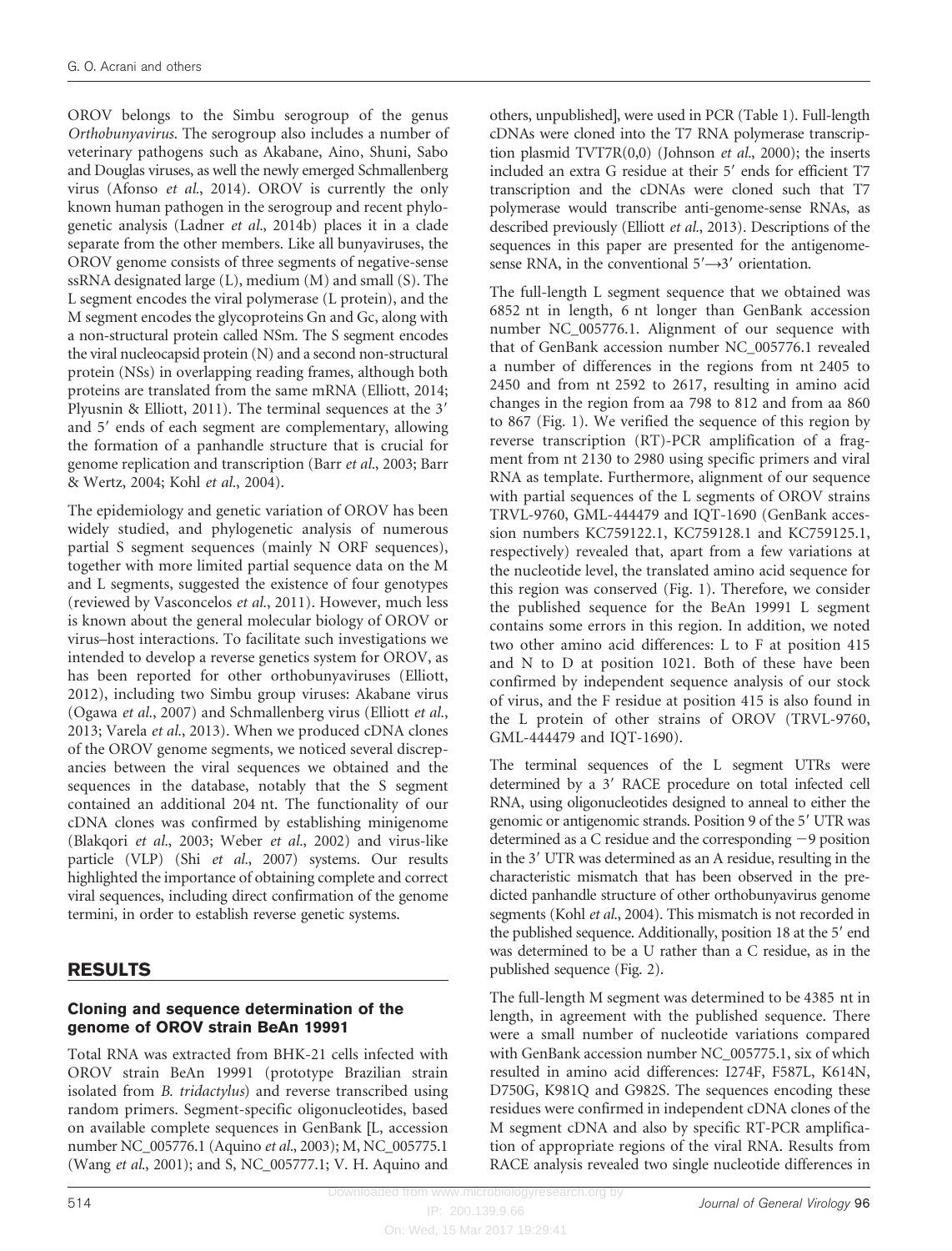OROV belongs to the Simbu serogroup of the genus *Orthobunyavirus*. The serogroup also includes a number of veterinary pathogens such as Akabane, Aino, Shuni, Sabo and Douglas viruses, as well the newly emerged Schmallenberg virus (Afonso *et al*., 2014). OROV is currently the only known human pathogen in the serogroup and recent phylogenetic analysis (Ladner *et al*., 2014b) places it in a clade separate from the other members. Like all bunyaviruses, the OROV genome consists of three segments of negative-sense ssRNA designated large (L), medium (M) and small (S). The L segment encodes the viral polymerase (L protein), and the M segment encodes the glycoproteins Gn and Gc, along with a non-structural protein called NSm. The S segment encodes the viral nucleocapsid protein (N) and a second non-structural protein (NSs) in overlapping reading frames, although both proteins are translated from the same mRNA (Elliott, 2014; Plyusnin & Elliott, 2011). The terminal sequences at the 3′ and 5′ ends of each segment are complementary, allowing the formation of a panhandle structure that is crucial for genome replication and transcription (Barr *et al*., 2003; Barr & Wertz, 2004; Kohl *et al*., 2004).

The epidemiology and genetic variation of OROV has been widely studied, and phylogenetic analysis of numerous partial S segment sequences (mainly N ORF sequences), together with more limited partial sequence data on the M and L segments, suggested the existence of four genotypes (reviewed by Vasconcelos *et al*., 2011). However, much less is known about the general molecular biology of OROV or virus–host interactions. To facilitate such investigations we intended to develop a reverse genetics system for OROV, as has been reported for other orthobunyaviruses (Elliott, 2012), including two Simbu group viruses: Akabane virus (Ogawa *et al*., 2007) and Schmallenberg virus (Elliott *et al*., 2013; Varela *et al*., 2013). When we produced cDNA clones of the OROV genome segments, we noticed several discrepancies between the viral sequences we obtained and the sequences in the database, notably that the S segment contained an additional 204 nt. The functionality of our cDNA clones was confirmed by establishing minigenome (Blakqori *et al*., 2003; Weber *et al*., 2002) and virus-like particle (VLP) (Shi *et al*., 2007) systems. Our results highlighted the importance of obtaining complete and correct viral sequences, including direct confirmation of the genome termini, in order to establish reverse genetic systems.

## RESULTS

### Cloning and sequence determination of the genome of OROV strain BeAn 19991

Total RNA was extracted from BHK-21 cells infected with OROV strain BeAn 19991 (prototype Brazilian strain isolated from *B. tridactylus*) and reverse transcribed using random primers. Segment-specific oligonucleotides, based on available complete sequences in GenBank [L, accession number NC_005776.1 (Aquino *et al*., 2003); M, NC_005775.1 (Wang *et al*., 2001); and S, NC_005777.1; V. H. Aquino and others, unpublished], were used in PCR (Table 1). Full-length cDNAs were cloned into the T7 RNA polymerase transcription plasmid TVT7R(0,0) (Johnson *et al*., 2000); the inserts included an extra G residue at their 5′ ends for efficient T7 transcription and the cDNAs were cloned such that T7 polymerase would transcribe anti-genome-sense RNAs, as described previously (Elliott *et al*., 2013). Descriptions of the sequences in this paper are presented for the antigenome-sense RNA, in the conventional 5′→3′ orientation.

The full-length L segment sequence that we obtained was 6852 nt in length, 6 nt longer than GenBank accession number NC_005776.1. Alignment of our sequence with that of GenBank accession number NC_005776.1 revealed a number of differences in the regions from nt 2405 to 2450 and from nt 2592 to 2617, resulting in amino acid changes in the region from aa 798 to 812 and from aa 860 to 867 (Fig. 1). We verified the sequence of this region by reverse transcription (RT)-PCR amplification of a fragment from nt 2130 to 2980 using specific primers and viral RNA as template. Furthermore, alignment of our sequence with partial sequences of the L segments of OROV strains TRVL-9760, GML-444479 and IQT-1690 (GenBank accession numbers KC759122.1, KC759128.1 and KC759125.1, respectively) revealed that, apart from a few variations at the nucleotide level, the translated amino acid sequence for this region was conserved (Fig. 1). Therefore, we consider the published sequence for the BeAn 19991 L segment contains some errors in this region. In addition, we noted two other amino acid differences: L to F at position 415 and N to D at position 1021. Both of these have been confirmed by independent sequence analysis of our stock of virus, and the F residue at position 415 is also found in the L protein of other strains of OROV (TRVL-9760, GML-444479 and IQT-1690).

The terminal sequences of the L segment UTRs were determined by a 3′ RACE procedure on total infected cell RNA, using oligonucleotides designed to anneal to either the genomic or antigenomic strands. Position 9 of the 5′ UTR was determined as a C residue and the corresponding −9 position in the 3′ UTR was determined as an A residue, resulting in the characteristic mismatch that has been observed in the predicted panhandle structure of other orthobunyavirus genome segments (Kohl *et al*., 2004). This mismatch is not recorded in the published sequence. Additionally, position 18 at the 5′ end was determined to be a U rather than a C residue, as in the published sequence (Fig. 2).

The full-length M segment was determined to be 4385 nt in length, in agreement with the published sequence. There were a small number of nucleotide variations compared with GenBank accession number NC_005775.1, six of which resulted in amino acid differences: I274F, F587L, K614N, D750G, K981Q and G982S. The sequences encoding these residues were confirmed in independent cDNA clones of the M segment cDNA and also by specific RT-PCR amplification of appropriate regions of the viral RNA. Results from RACE analysis revealed two single nucleotide differences in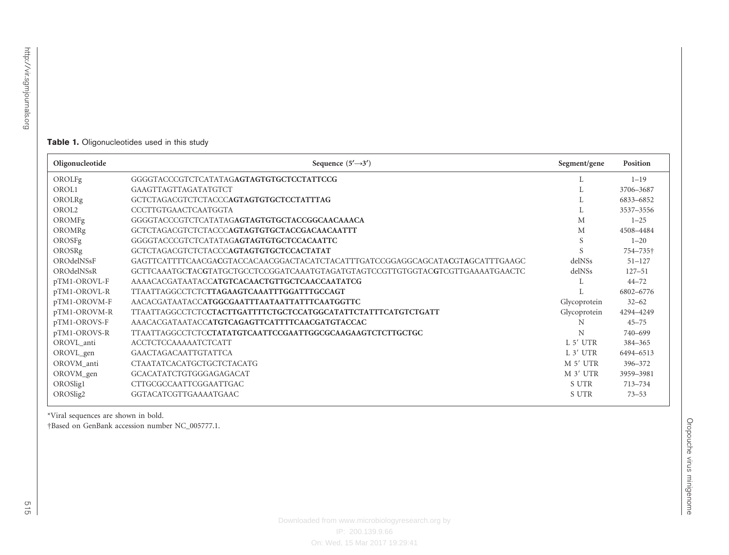**Table 1.** Oligonucleotides used in this study

| Oligonucleotide | Sequence (5′→3′) | Segment/gene | Position |
|---|---|---|---|
| OROLFg | GGGGTACCCGTCTCATATAG**AGTAGTGTGCTCCTATTCCG** | L | 1–19 |
| OROL1 | GAAGTTAGTTAGATATGTCT | L | 3706–3687 |
| OROLRg | GCTCTAGACGTCTCTACCC**AGTAGTGTGCTCCTATTTAG** | L | 6833–6852 |
| OROL2 | CCCTTGTGAACTCAATGGTA | L | 3537–3556 |
| OROMFg | GGGGTACCCGTCTCATATAG**AGTAGTGTGCTACCGGCAACAAACA** | M | 1–25 |
| OROMRg | GCTCTAGACGTCTCTACCC**AGTAGTGTGCTACCGACAACAATTT** | M | 4508–4484 |
| OROSFg | GGGGTACCCGTCTCATATAG**AGTAGTGTGCTCCACAATTC** | S | 1–20 |
| OROSRg | GCTCTAGACGTCTCTACCC**AGTAGTGTGCTCCACTATAT** | S | 754–735† |
| OROdelNSsF | GAGTTCATTTTCAACGA**C**GTACCACAACGGACTACATCTACATTTGATCCGGAGGCAGCATA**C**GT**A**GCATTTGAAGC | delNSs | 51–127 |
| OROdelNSsR | GCTTCAAATGC**T**AC**G**TATGCTGCCTCCGGATCAAATGTAGATGTAGTCCGTTGTGGTAC**G**TCGTTGAAAATGAACTC | delNSs | 127–51 |
| pTM1-OROVL-F | AAAACACGATAATACC**ATGTCACAACTGTTGCTCAACCAATATCG** | L | 44–72 |
| pTM1-OROVL-R | TTAATTAGGCCTCTC**TTAGAAGTCAAATTTGGATTTGCCAGT** | L | 6802–6776 |
| pTM1-OROVM-F | AACACGATAATACC**ATGGCGAATTTAATAATTATTTCAATGGTTC** | Glycoprotein | 32–62 |
| pTM1-OROVM-R | TTAATTAGGCCTCTC**CTACTTGATTTTCTGCTCCATGGCATATTCTATTTCATGTCTGATT** | Glycoprotein | 4294–4249 |
| pTM1-OROVS-F | AAACACGATAATACC**ATGTCAGAGTTCATTTTCAACGATGTACCAC** | N | 45–75 |
| pTM1-OROVS-R | TTAATTAGGCCTCTC**CTATATGTCAATTCCGAATTGGCGCAAGAAGTCTCTTGCTGC** | N | 740–699 |
| OROVL_anti | ACCTCTCCAAAAATCTCATT | L 5′ UTR | 384–365 |
| OROVL_gen | GAACTAGACAATTGTATTCA | L 3′ UTR | 6494–6513 |
| OROVM_anti | CTAATATCACATGCTGCTCTACATG | M 5′ UTR | 396–372 |
| OROVM_gen | GCACATATCTGTGGGAGAGACAT | M 3′ UTR | 3959–3981 |
| OROSlig1 | CTTGCGCCAATTCGGAATTGAC | S UTR | 713–734 |
| OROSlig2 | GGTACATCGTTGAAAATGAAC | S UTR | 73–53 |

*Viral sequences are shown in bold.

†Based on GenBank accession number NC_005777.1.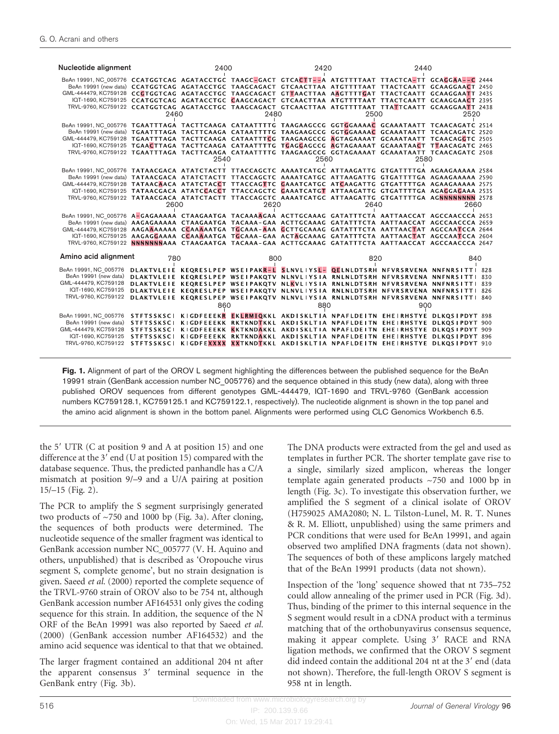**Nucleotide alignment**

```
                                 2400                          2420                          2440
BeAn 19991, NC_005776  CCATGGTCAG AGATACCTGC TAAGC-GACT GTCACTT--A ATGTTTTAAT TTACTCA-TT GCAGGAA--C 2444
BeAn 19991 (new data)  CCATGGTCAG AGATACCTGC TAAGCAGACT GTCAACTTAA ATGTTTTAAT TTACTCAATT GCAAGGAACT 2450
GML-444479, KC759128   CCGTGGTCAG AGATACCTGC TAAGCAGACT GTTAACTTAA AAGTTTTGAT TTACTCAATT GCAAGGAATT 2435
IQT-1690, KC759125     CCATGGTCAG AGATACCTGC CAAGCAGACT GTCAACTTAA ATGTTTTAAT TTACTCAATT GCAAGGAACT 2395
TRVL-9760, KC759122    CCATGGTCAG AGATACCTGC TAAGCAGACT GTCAACTTAA ATGTTTTAAT TTATTCAATT GCAAGGAATT 2438
                       2460                          2480                          2500                 2520
BeAn 19991, NC_005776  TGAATTTAGA TACTTCAAGA CATAATTTTG TAAGAAGCCG GGTGGAAAAC GCAAATAATT TCAACAGATC 2514
BeAn 19991 (new data)  TGAATTTAGA TACTTCAAGA CATAATTTTG TAAGAAGCCG GGTGGAAAAC GCAAATAATT TCAACAGATC 2520
GML-444479, KC759128   TGAATTTAGA TACTTCAAGA CATAATTTCG TAAGAAGCCG AGTAGAAAAT GCAAATAATT TCAACAGGTC 2505
IQT-1690, KC759125     TGAACTTAGA TACTTCAAGA CATAATTTTG TGAGGAGCCG AGTAGAAAAT GCAAATAACT TTAACAGATC 2465
TRVL-9760, KC759122    TGAATTTAGA TACTTCAAGA CATAATTTTG TAAGAAGCCG GGTAGAAAAT GCAAATAATT TCAACAGATC 2508
                                  2540                          2560                          2580
BeAn 19991, NC_005776  TATAACGACA ATATCTACTT TTACCAGCTC AAAATCATGC ATTAAGATTG GTGATTTTGA AGAAGAAAAA 2584
BeAn 19991 (new data)  TATAACGACA ATATCTACTT TTACCAGCTC AAAATCATGC ATTAAGATTG GTGATTTTGA AGAAGAAAAA 2590
GML-444479, KC759128   TATAACAACA ATATCTACCT TTACCAGTTC GAAATCATGC ATCAAGATTG GTGATTTTGA AGAAGAAAAA 2575
IQT-1690, KC759125     TATAACGACA ATATCCACCT TTACCAGCTC GAAATCATGT ATTAAGATTG GTGATTTTGA AGAGGAGAAA 2535
TRVL-9760, KC759122    TATAACGACA ATATCTACTT TTACCAGCTC AAAATCATGC ATTAAGATTG GTGATTTTGA AGNNNNNNNN 2578
                           2600                          2620                          2640                 2660
BeAn 19991, NC_005776  A-GAGAAAAA CTAAGAATGA TACAAAAGAA ACTTGCAAAG GATATTTCTA AATTAACCAT AGCCAACCCA 2653
BeAn 19991 (new data)  AAGAGAAAAA CTAAGAATGA TACAAA-GAA ACTTGCAAAG GATATTTCTA AATTAACCAT AGCCAACCCA 2659
GML-444479, KC759128   AAGAAAAAAA CCAAAAATGA TGCAAA-AAA GCTTGCAAAG GATATTTCTA AATTAACTAT AGCCAATCCA 2644
IQT-1690, KC759125     AAGAGGAAAA CCAAAAATGA TGCAAA-GAA ACTAGCAAAG GATATTTCTA AATTAACTAT AGCCAATCCA 2604
TRVL-9760, KC759122    NNNNNNNAAA CTAAGAATGA TACAAA-GAA ACTTGCAAAG GATATTTCTA AATTAACCAT AGCCAACCCA 2647
```

**Amino acid alignment**

```
                          780                          800                          820                          840
BeAn 19991, NC_005776  DLAKTVLEIE KEQRESLPEP WSEIPAKR-L SLNVLIYSL- QELNLDTSRH NFVRSRVENA NNFNRSITTI 828
BeAn 19991 (new data)  DLAKTVLEIE KEQRESLPEP WSEIPAKQTV NLNVLIYSIA RNLNLDTSRH NFVRSRVENA NNFNRSITTI 830
GML-444479, KC759128   DLAKTVLEIE KEQRESLPEP WSEIPAKQTV NLKVLIYSIA RNLNLDTSRH NFVRSRVENA NNFNRSITTI 839
IQT-1690, KC759125     DLAKTVLEIE KEQRESLPEP WSEIPAKQTV NLNVLIYSIA RNLNLDTSRH NFVRSRVENA NNFNRSITTI 826
TRVL-9760, KC759122    DLAKTVLEIE KEQRESLPEP WSEIPAKQTV NLNVLIYSIA RNLNLDTSRH NFVRSRVENA NNFNRSITTI 840
                                  860                          880                          900
BeAn 19991, NC_005776  STFTSSKSCI KIGDFEEEKR EKLRMIQKKL AKDISKLTIA NPAFLDEITN EHEIRHSTYE DLKQSIPDYT 898
BeAn 19991 (new data)  STFTSSKSCI KIGDFEEEKK RKTKNDTKKL AKDISKLTIA NPAFLDEITN EHEIRHSTYE DLKQSIPDYT 900
GML-444479, KC759128   STFTSSKSCI KIGDFEEEKK KKTKNDAKKL AKDISKLTIA NPAFLDEITN EHEIRHSTYE DLKQSIPDYT 909
IQT-1690, KC759125     STFTSSKSCI KIGDFEEEKK RKTKNDAKKL AKDISKLTIA NPAFLDEITN EHEIRHSTYE DLKQSIPDYT 896
TRVL-9760, KC759122    STFTSSKSCI KIGDFEXXXX XXTKNDTKKL AKDISKLTIA NPAFLDEITN EHEIRHSTYE DLKQSIPDYT 910
```

**Fig. 1.** Alignment of part of the OROV L segment highlighting the differences between the published sequence for the BeAn 19991 strain (GenBank accession number NC_005776) and the sequence obtained in this study (new data), along with three published OROV sequences from different genotypes GML-444479, IQT-1690 and TRVL-9760 (GenBank accession numbers KC759128.1, KC759125.1 and KC759122.1, respectively). The nucleotide alignment is shown in the top panel and the amino acid alignment is shown in the bottom panel. Alignments were performed using CLC Genomics Workbench 6.5.

the 5′ UTR (C at position 9 and A at position 15) and one difference at the 3′ end (U at position 15) compared with the database sequence. Thus, the predicted panhandle has a C/A mismatch at position 9/–9 and a U/A pairing at position 15/–15 (Fig. 2).

The PCR to amplify the S segment surprisingly generated two products of ~750 and 1000 bp (Fig. 3a). After cloning, the sequences of both products were determined. The nucleotide sequence of the smaller fragment was identical to GenBank accession number NC_005777 (V. H. Aquino and others, unpublished) that is described as 'Oropouche virus segment S, complete genome', but no strain designation is given. Saeed *et al.* (2000) reported the complete sequence of the TRVL-9760 strain of OROV also to be 754 nt, although GenBank accession number AF164531 only gives the coding sequence for this strain. In addition, the sequence of the N ORF of the BeAn 19991 was also reported by Saeed *et al.* (2000) (GenBank accession number AF164532) and the amino acid sequence was identical to that that we obtained.

The larger fragment contained an additional 204 nt after the apparent consensus 3′ terminal sequence in the GenBank entry (Fig. 3b).

The DNA products were extracted from the gel and used as templates in further PCR. The shorter template gave rise to a single, similarly sized amplicon, whereas the longer template again generated products ~750 and 1000 bp in length (Fig. 3c). To investigate this observation further, we amplified the S segment of a clinical isolate of OROV (H759025 AMA2080; N. L. Tilston-Lunel, M. R. T. Nunes & R. M. Elliott, unpublished) using the same primers and PCR conditions that were used for BeAn 19991, and again observed two amplified DNA fragments (data not shown). The sequences of both of these amplicons largely matched that of the BeAn 19991 products (data not shown).

Inspection of the 'long' sequence showed that nt 735–752 could allow annealing of the primer used in PCR (Fig. 3d). Thus, binding of the primer to this internal sequence in the S segment would result in a cDNA product with a terminus matching that of the orthobunyavirus consensus sequence, making it appear complete. Using 3′ RACE and RNA ligation methods, we confirmed that the OROV S segment did indeed contain the additional 204 nt at the 3′ end (data not shown). Therefore, the full-length OROV S segment is 958 nt in length.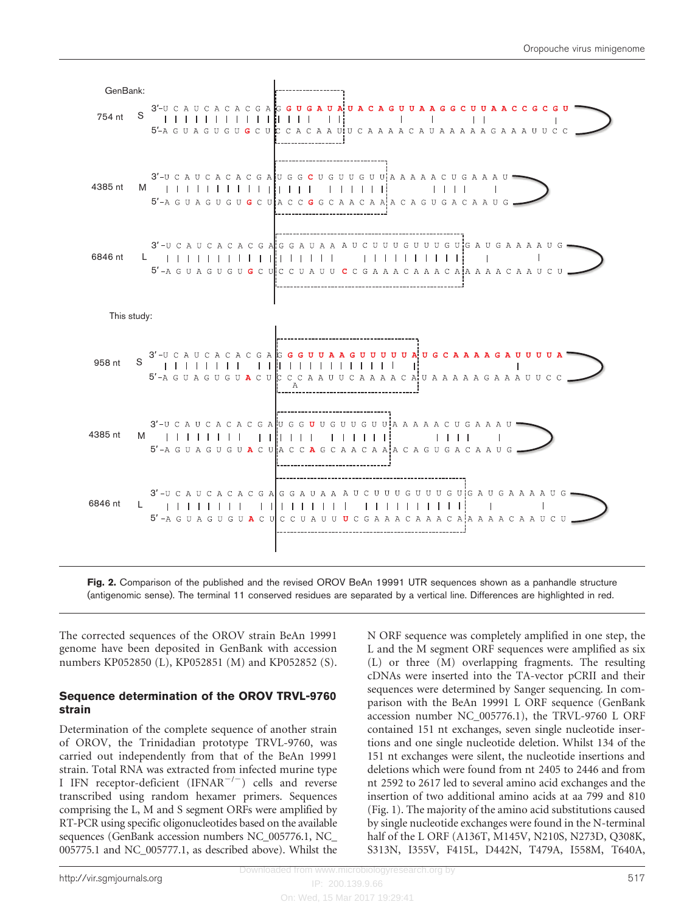**Fig. 2.** Comparison of the published and the revised OROV BeAn 19991 UTR sequences shown as a panhandle structure (antigenomic sense). The terminal 11 conserved residues are separated by a vertical line. Differences are highlighted in red.

The corrected sequences of the OROV strain BeAn 19991 genome have been deposited in GenBank with accession numbers KP052850 (L), KP052851 (M) and KP052852 (S).

## Sequence determination of the OROV TRVL-9760 strain

Determination of the complete sequence of another strain of OROV, the Trinidadian prototype TRVL-9760, was carried out independently from that of the BeAn 19991 strain. Total RNA was extracted from infected murine type I IFN receptor-deficient (IFNAR$^{-/-}$) cells and reverse transcribed using random hexamer primers. Sequences comprising the L, M and S segment ORFs were amplified by RT-PCR using specific oligonucleotides based on the available sequences (GenBank accession numbers NC_005776.1, NC_005775.1 and NC_005777.1, as described above). Whilst the N ORF sequence was completely amplified in one step, the L and the M segment ORF sequences were amplified as six (L) or three (M) overlapping fragments. The resulting cDNAs were inserted into the TA-vector pCRII and their sequences were determined by Sanger sequencing. In comparison with the BeAn 19991 L ORF sequence (GenBank accession number NC_005776.1), the TRVL-9760 L ORF contained 151 nt exchanges, seven single nucleotide insertions and one single nucleotide deletion. Whilst 134 of the 151 nt exchanges were silent, the nucleotide insertions and deletions which were found from nt 2405 to 2446 and from nt 2592 to 2617 led to several amino acid exchanges and the insertion of two additional amino acids at aa 799 and 810 (Fig. 1). The majority of the amino acid substitutions caused by single nucleotide exchanges were found in the N-terminal half of the L ORF (A136T, M145V, N210S, N273D, Q308K, S313N, I355V, F415L, D442N, T479A, I558M, T640A,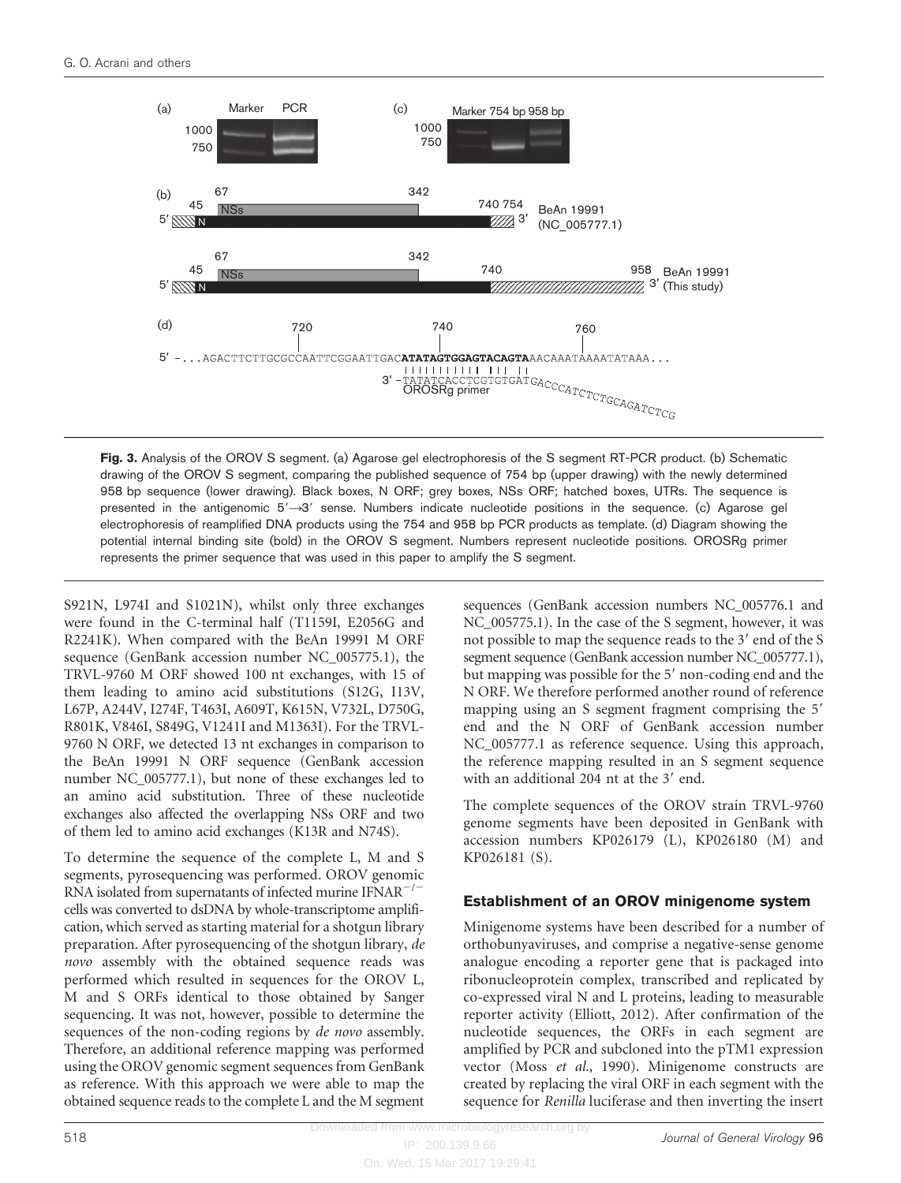**Fig. 3.** Analysis of the OROV S segment. (a) Agarose gel electrophoresis of the S segment RT-PCR product. (b) Schematic drawing of the OROV S segment, comparing the published sequence of 754 bp (upper drawing) with the newly determined 958 bp sequence (lower drawing). Black boxes, N ORF; grey boxes, NSs ORF; hatched boxes, UTRs. The sequence is presented in the antigenomic 5′→3′ sense. Numbers indicate nucleotide positions in the sequence. (c) Agarose gel electrophoresis of reamplified DNA products using the 754 and 958 bp PCR products as template. (d) Diagram showing the potential internal binding site (bold) in the OROV S segment. Numbers represent nucleotide positions. OROSRg primer represents the primer sequence that was used in this paper to amplify the S segment.

S921N, L974I and S1021N), whilst only three exchanges were found in the C-terminal half (T1159I, E2056G and R2241K). When compared with the BeAn 19991 M ORF sequence (GenBank accession number NC_005775.1), the TRVL-9760 M ORF showed 100 nt exchanges, with 15 of them leading to amino acid substitutions (S12G, I13V, L67P, A244V, I274F, T463I, A609T, K615N, V732L, D750G, R801K, V846I, S849G, V1241I and M1363I). For the TRVL-9760 N ORF, we detected 13 nt exchanges in comparison to the BeAn 19991 N ORF sequence (GenBank accession number NC_005777.1), but none of these exchanges led to an amino acid substitution. Three of these nucleotide exchanges also affected the overlapping NSs ORF and two of them led to amino acid exchanges (K13R and N74S).

To determine the sequence of the complete L, M and S segments, pyrosequencing was performed. OROV genomic RNA isolated from supernatants of infected murine IFNAR$^{-/-}$ cells was converted to dsDNA by whole-transcriptome amplification, which served as starting material for a shotgun library preparation. After pyrosequencing of the shotgun library, *de novo* assembly with the obtained sequence reads was performed which resulted in sequences for the OROV L, M and S ORFs identical to those obtained by Sanger sequencing. It was not, however, possible to determine the sequences of the non-coding regions by *de novo* assembly. Therefore, an additional reference mapping was performed using the OROV genomic segment sequences from GenBank as reference. With this approach we were able to map the obtained sequence reads to the complete L and the M segment sequences (GenBank accession numbers NC_005776.1 and NC_005775.1). In the case of the S segment, however, it was not possible to map the sequence reads to the 3′ end of the S segment sequence (GenBank accession number NC_005777.1), but mapping was possible for the 5′ non-coding end and the N ORF. We therefore performed another round of reference mapping using an S segment fragment comprising the 5′ end and the N ORF of GenBank accession number NC_005777.1 as reference sequence. Using this approach, the reference mapping resulted in an S segment sequence with an additional 204 nt at the 3′ end.

The complete sequences of the OROV strain TRVL-9760 genome segments have been deposited in GenBank with accession numbers KP026179 (L), KP026180 (M) and KP026181 (S).

## Establishment of an OROV minigenome system

Minigenome systems have been described for a number of orthobunyaviruses, and comprise a negative-sense genome analogue encoding a reporter gene that is packaged into ribonucleoprotein complex, transcribed and replicated by co-expressed viral N and L proteins, leading to measurable reporter activity (Elliott, 2012). After confirmation of the nucleotide sequences, the ORFs in each segment are amplified by PCR and subcloned into the pTM1 expression vector (Moss *et al.*, 1990). Minigenome constructs are created by replacing the viral ORF in each segment with the sequence for *Renilla* luciferase and then inverting the insert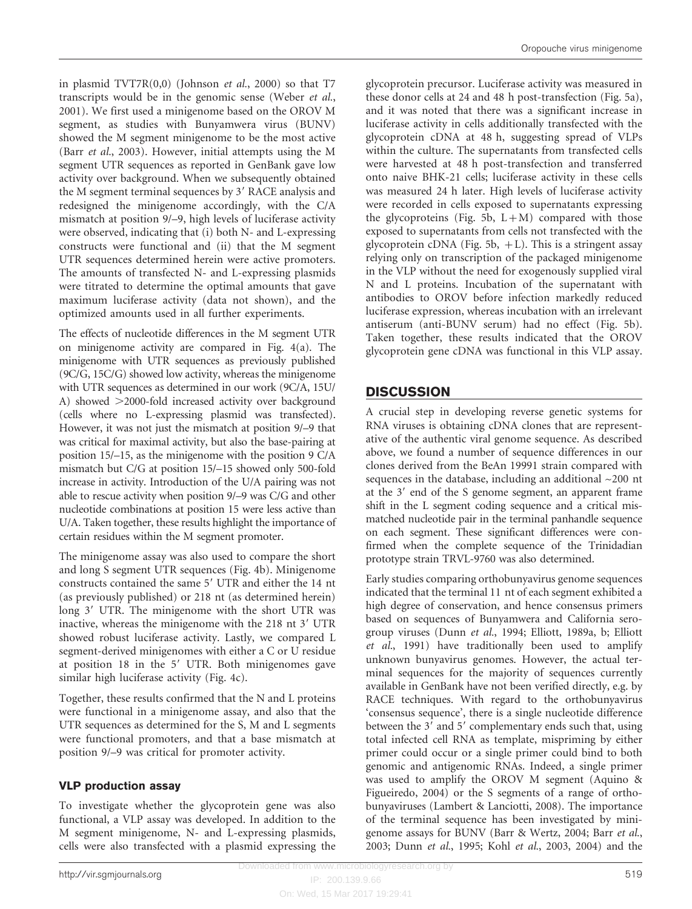in plasmid TVT7R(0,0) (Johnson *et al.*, 2000) so that T7 transcripts would be in the genomic sense (Weber *et al.*, 2001). We first used a minigenome based on the OROV M segment, as studies with Bunyamwera virus (BUNV) showed the M segment minigenome to be the most active (Barr *et al.*, 2003). However, initial attempts using the M segment UTR sequences as reported in GenBank gave low activity over background. When we subsequently obtained the M segment terminal sequences by 3′ RACE analysis and redesigned the minigenome accordingly, with the C/A mismatch at position 9/–9, high levels of luciferase activity were observed, indicating that (i) both N- and L-expressing constructs were functional and (ii) that the M segment UTR sequences determined herein were active promoters. The amounts of transfected N- and L-expressing plasmids were titrated to determine the optimal amounts that gave maximum luciferase activity (data not shown), and the optimized amounts used in all further experiments.

The effects of nucleotide differences in the M segment UTR on minigenome activity are compared in Fig. 4(a). The minigenome with UTR sequences as previously published (9C/G, 15C/G) showed low activity, whereas the minigenome with UTR sequences as determined in our work (9C/A, 15U/A) showed >2000-fold increased activity over background (cells where no L-expressing plasmid was transfected). However, it was not just the mismatch at position 9/–9 that was critical for maximal activity, but also the base-pairing at position 15/–15, as the minigenome with the position 9 C/A mismatch but C/G at position 15/–15 showed only 500-fold increase in activity. Introduction of the U/A pairing was not able to rescue activity when position 9/–9 was C/G and other nucleotide combinations at position 15 were less active than U/A. Taken together, these results highlight the importance of certain residues within the M segment promoter.

The minigenome assay was also used to compare the short and long S segment UTR sequences (Fig. 4b). Minigenome constructs contained the same 5′ UTR and either the 14 nt (as previously published) or 218 nt (as determined herein) long 3′ UTR. The minigenome with the short UTR was inactive, whereas the minigenome with the 218 nt 3′ UTR showed robust luciferase activity. Lastly, we compared L segment-derived minigenomes with either a C or U residue at position 18 in the 5′ UTR. Both minigenomes gave similar high luciferase activity (Fig. 4c).

Together, these results confirmed that the N and L proteins were functional in a minigenome assay, and also that the UTR sequences as determined for the S, M and L segments were functional promoters, and that a base mismatch at position 9/–9 was critical for promoter activity.

### VLP production assay

To investigate whether the glycoprotein gene was also functional, a VLP assay was developed. In addition to the M segment minigenome, N- and L-expressing plasmids, cells were also transfected with a plasmid expressing the glycoprotein precursor. Luciferase activity was measured in these donor cells at 24 and 48 h post-transfection (Fig. 5a), and it was noted that there was a significant increase in luciferase activity in cells additionally transfected with the glycoprotein cDNA at 48 h, suggesting spread of VLPs within the culture. The supernatants from transfected cells were harvested at 48 h post-transfection and transferred onto naive BHK-21 cells; luciferase activity in these cells was measured 24 h later. High levels of luciferase activity were recorded in cells exposed to supernatants expressing the glycoproteins (Fig. 5b, L+M) compared with those exposed to supernatants from cells not transfected with the glycoprotein cDNA (Fig. 5b, +L). This is a stringent assay relying only on transcription of the packaged minigenome in the VLP without the need for exogenously supplied viral N and L proteins. Incubation of the supernatant with antibodies to OROV before infection markedly reduced luciferase expression, whereas incubation with an irrelevant antiserum (anti-BUNV serum) had no effect (Fig. 5b). Taken together, these results indicated that the OROV glycoprotein gene cDNA was functional in this VLP assay.

## DISCUSSION

A crucial step in developing reverse genetic systems for RNA viruses is obtaining cDNA clones that are representative of the authentic viral genome sequence. As described above, we found a number of sequence differences in our clones derived from the BeAn 19991 strain compared with sequences in the database, including an additional ~200 nt at the 3′ end of the S genome segment, an apparent frame shift in the L segment coding sequence and a critical mismatched nucleotide pair in the terminal panhandle sequence on each segment. These significant differences were confirmed when the complete sequence of the Trinidadian prototype strain TRVL-9760 was also determined.

Early studies comparing orthobunyavirus genome sequences indicated that the terminal 11 nt of each segment exhibited a high degree of conservation, and hence consensus primers based on sequences of Bunyamwera and California serogroup viruses (Dunn *et al.*, 1994; Elliott, 1989a, b; Elliott *et al.*, 1991) have traditionally been used to amplify unknown bunyavirus genomes. However, the actual terminal sequences for the majority of sequences currently available in GenBank have not been verified directly, e.g. by RACE techniques. With regard to the orthobunyavirus 'consensus sequence', there is a single nucleotide difference between the 3′ and 5′ complementary ends such that, using total infected cell RNA as template, mispriming by either primer could occur or a single primer could bind to both genomic and antigenomic RNAs. Indeed, a single primer was used to amplify the OROV M segment (Aquino & Figueiredo, 2004) or the S segments of a range of orthobunyaviruses (Lambert & Lanciotti, 2008). The importance of the terminal sequence has been investigated by minigenome assays for BUNV (Barr & Wertz, 2004; Barr *et al.*, 2003; Dunn *et al.*, 1995; Kohl *et al.*, 2003, 2004) and the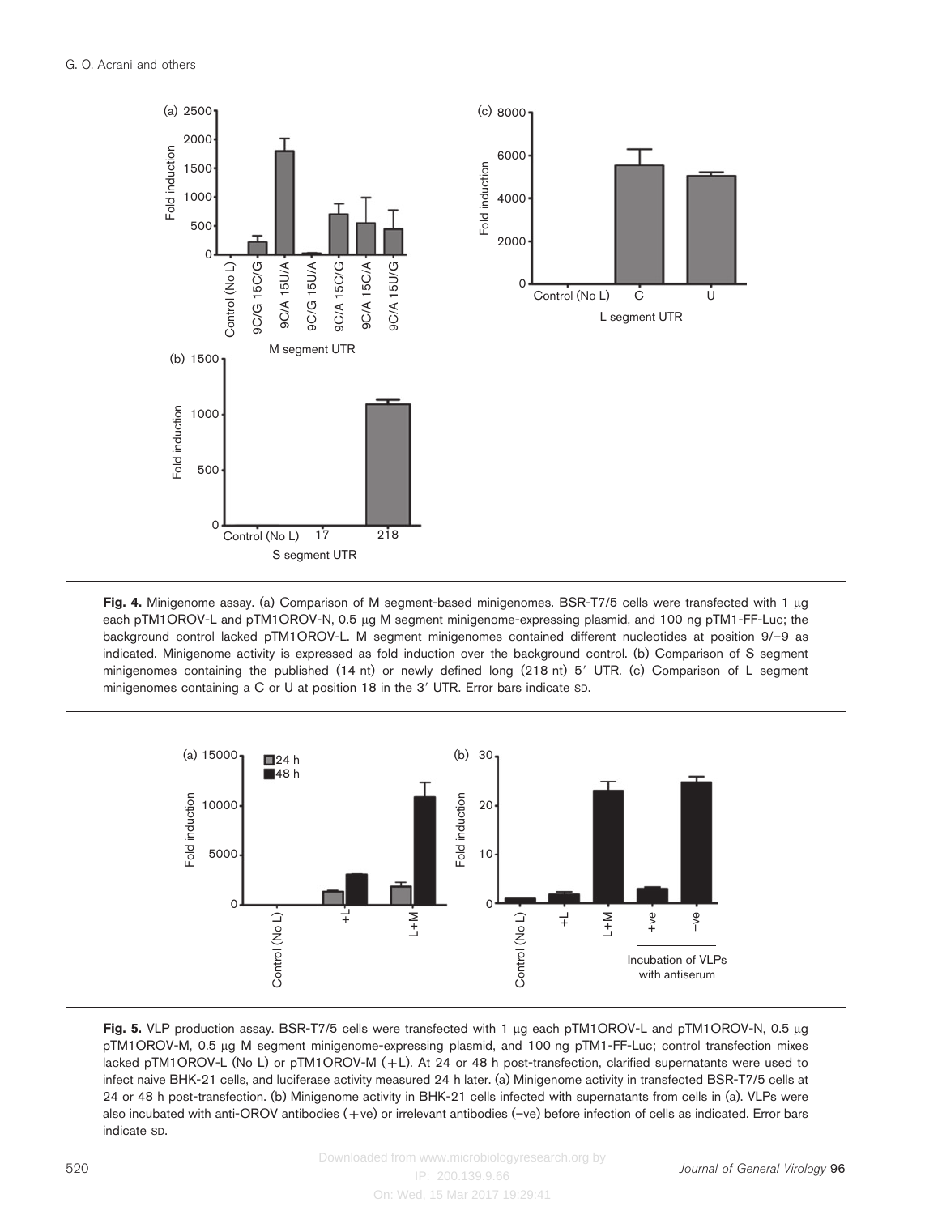**Fig. 4.** Minigenome assay. (a) Comparison of M segment-based minigenomes. BSR-T7/5 cells were transfected with 1 μg each pTM1OROV-L and pTM1OROV-N, 0.5 μg M segment minigenome-expressing plasmid, and 100 ng pTM1-FF-Luc; the background control lacked pTM1OROV-L. M segment minigenomes contained different nucleotides at position 9/−9 as indicated. Minigenome activity is expressed as fold induction over the background control. (b) Comparison of S segment minigenomes containing the published (14 nt) or newly defined long (218 nt) 5′ UTR. (c) Comparison of L segment minigenomes containing a C or U at position 18 in the 3′ UTR. Error bars indicate SD.

**Fig. 5.** VLP production assay. BSR-T7/5 cells were transfected with 1 μg each pTM1OROV-L and pTM1OROV-N, 0.5 μg pTM1OROV-M, 0.5 μg M segment minigenome-expressing plasmid, and 100 ng pTM1-FF-Luc; control transfection mixes lacked pTM1OROV-L (No L) or pTM1OROV-M (+L). At 24 or 48 h post-transfection, clarified supernatants were used to infect naive BHK-21 cells, and luciferase activity measured 24 h later. (a) Minigenome activity in transfected BSR-T7/5 cells at 24 or 48 h post-transfection. (b) Minigenome activity in BHK-21 cells infected with supernatants from cells in (a). VLPs were also incubated with anti-OROV antibodies (+ve) or irrelevant antibodies (−ve) before infection of cells as indicated. Error bars indicate SD.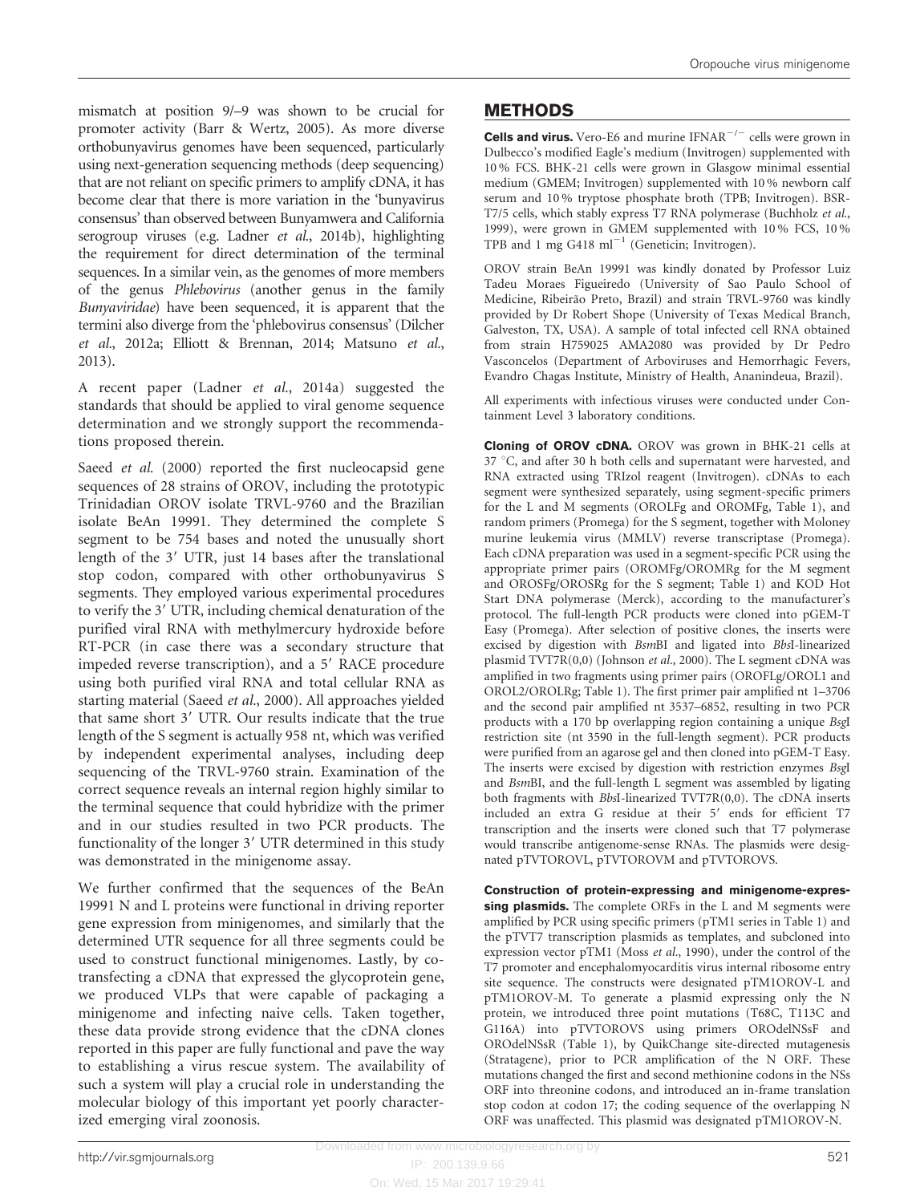mismatch at position 9/–9 was shown to be crucial for promoter activity (Barr & Wertz, 2005). As more diverse orthobunyavirus genomes have been sequenced, particularly using next-generation sequencing methods (deep sequencing) that are not reliant on specific primers to amplify cDNA, it has become clear that there is more variation in the 'bunyavirus consensus' than observed between Bunyamwera and California serogroup viruses (e.g. Ladner *et al.*, 2014b), highlighting the requirement for direct determination of the terminal sequences. In a similar vein, as the genomes of more members of the genus *Phlebovirus* (another genus in the family *Bunyaviridae*) have been sequenced, it is apparent that the termini also diverge from the 'phlebovirus consensus' (Dilcher *et al.*, 2012a; Elliott & Brennan, 2014; Matsuno *et al.*, 2013).

A recent paper (Ladner *et al.*, 2014a) suggested the standards that should be applied to viral genome sequence determination and we strongly support the recommendations proposed therein.

Saeed *et al.* (2000) reported the first nucleocapsid gene sequences of 28 strains of OROV, including the prototypic Trinidadian OROV isolate TRVL-9760 and the Brazilian isolate BeAn 19991. They determined the complete S segment to be 754 bases and noted the unusually short length of the 3′ UTR, just 14 bases after the translational stop codon, compared with other orthobunyavirus S segments. They employed various experimental procedures to verify the 3′ UTR, including chemical denaturation of the purified viral RNA with methylmercury hydroxide before RT-PCR (in case there was a secondary structure that impeded reverse transcription), and a 5′ RACE procedure using both purified viral RNA and total cellular RNA as starting material (Saeed *et al.*, 2000). All approaches yielded that same short 3′ UTR. Our results indicate that the true length of the S segment is actually 958 nt, which was verified by independent experimental analyses, including deep sequencing of the TRVL-9760 strain. Examination of the correct sequence reveals an internal region highly similar to the terminal sequence that could hybridize with the primer and in our studies resulted in two PCR products. The functionality of the longer 3′ UTR determined in this study was demonstrated in the minigenome assay.

We further confirmed that the sequences of the BeAn 19991 N and L proteins were functional in driving reporter gene expression from minigenomes, and similarly that the determined UTR sequence for all three segments could be used to construct functional minigenomes. Lastly, by co-transfecting a cDNA that expressed the glycoprotein gene, we produced VLPs that were capable of packaging a minigenome and infecting naive cells. Taken together, these data provide strong evidence that the cDNA clones reported in this paper are fully functional and pave the way to establishing a virus rescue system. The availability of such a system will play a crucial role in understanding the molecular biology of this important yet poorly characterized emerging viral zoonosis.

## METHODS

**Cells and virus.** Vero-E6 and murine IFNAR$^{-/-}$ cells were grown in Dulbecco's modified Eagle's medium (Invitrogen) supplemented with 10 % FCS. BHK-21 cells were grown in Glasgow minimal essential medium (GMEM; Invitrogen) supplemented with 10 % newborn calf serum and 10 % tryptose phosphate broth (TPB; Invitrogen). BSR-T7/5 cells, which stably express T7 RNA polymerase (Buchholz *et al.*, 1999), were grown in GMEM supplemented with 10 % FCS, 10 % TPB and 1 mg G418 ml$^{-1}$ (Geneticin; Invitrogen).

OROV strain BeAn 19991 was kindly donated by Professor Luiz Tadeu Moraes Figueiredo (University of Sao Paulo School of Medicine, Ribeirão Preto, Brazil) and strain TRVL-9760 was kindly provided by Dr Robert Shope (University of Texas Medical Branch, Galveston, TX, USA). A sample of total infected cell RNA obtained from strain H759025 AMA2080 was provided by Dr Pedro Vasconcelos (Department of Arboviruses and Hemorrhagic Fevers, Evandro Chagas Institute, Ministry of Health, Ananindeua, Brazil).

All experiments with infectious viruses were conducted under Containment Level 3 laboratory conditions.

**Cloning of OROV cDNA.** OROV was grown in BHK-21 cells at 37 °C, and after 30 h both cells and supernatant were harvested, and RNA extracted using TRIzol reagent (Invitrogen). cDNAs to each segment were synthesized separately, using segment-specific primers for the L and M segments (OROLFg and OROMFg, Table 1), and random primers (Promega) for the S segment, together with Moloney murine leukemia virus (MMLV) reverse transcriptase (Promega). Each cDNA preparation was used in a segment-specific PCR using the appropriate primer pairs (OROMFg/OROMRg for the M segment and OROSFg/OROSRg for the S segment; Table 1) and KOD Hot Start DNA polymerase (Merck), according to the manufacturer's protocol. The full-length PCR products were cloned into pGEM-T Easy (Promega). After selection of positive clones, the inserts were excised by digestion with *Bsm*BI and ligated into *Bbs*I-linearized plasmid TVT7R(0,0) (Johnson *et al.*, 2000). The L segment cDNA was amplified in two fragments using primer pairs (OROFLg/OROL1 and OROL2/OROLRg; Table 1). The first primer pair amplified nt 1–3706 and the second pair amplified nt 3537–6852, resulting in two PCR products with a 170 bp overlapping region containing a unique *Bsg*I restriction site (nt 3590 in the full-length segment). PCR products were purified from an agarose gel and then cloned into pGEM-T Easy. The inserts were excised by digestion with restriction enzymes *Bsg*I and *Bsm*BI, and the full-length L segment was assembled by ligating both fragments with *Bbs*I-linearized TVT7R(0,0). The cDNA inserts included an extra G residue at their 5′ ends for efficient T7 transcription and the inserts were cloned such that T7 polymerase would transcribe antigenome-sense RNAs. The plasmids were designated pTVTOROVL, pTVTOROVM and pTVTOROVS.

**Construction of protein-expressing and minigenome-expressing plasmids.** The complete ORFs in the L and M segments were amplified by PCR using specific primers (pTM1 series in Table 1) and the pTVT7 transcription plasmids as templates, and subcloned into expression vector pTM1 (Moss *et al.*, 1990), under the control of the T7 promoter and encephalomyocarditis virus internal ribosome entry site sequence. The constructs were designated pTM1OROV-L and pTM1OROV-M. To generate a plasmid expressing only the N protein, we introduced three point mutations (T68C, T113C and G116A) into pTVTOROVS using primers OROdelNSsF and OROdelNSsR (Table 1), by QuikChange site-directed mutagenesis (Stratagene), prior to PCR amplification of the N ORF. These mutations changed the first and second methionine codons in the NSs ORF into threonine codons, and introduced an in-frame translation stop codon at codon 17; the coding sequence of the overlapping N ORF was unaffected. This plasmid was designated pTM1OROV-N.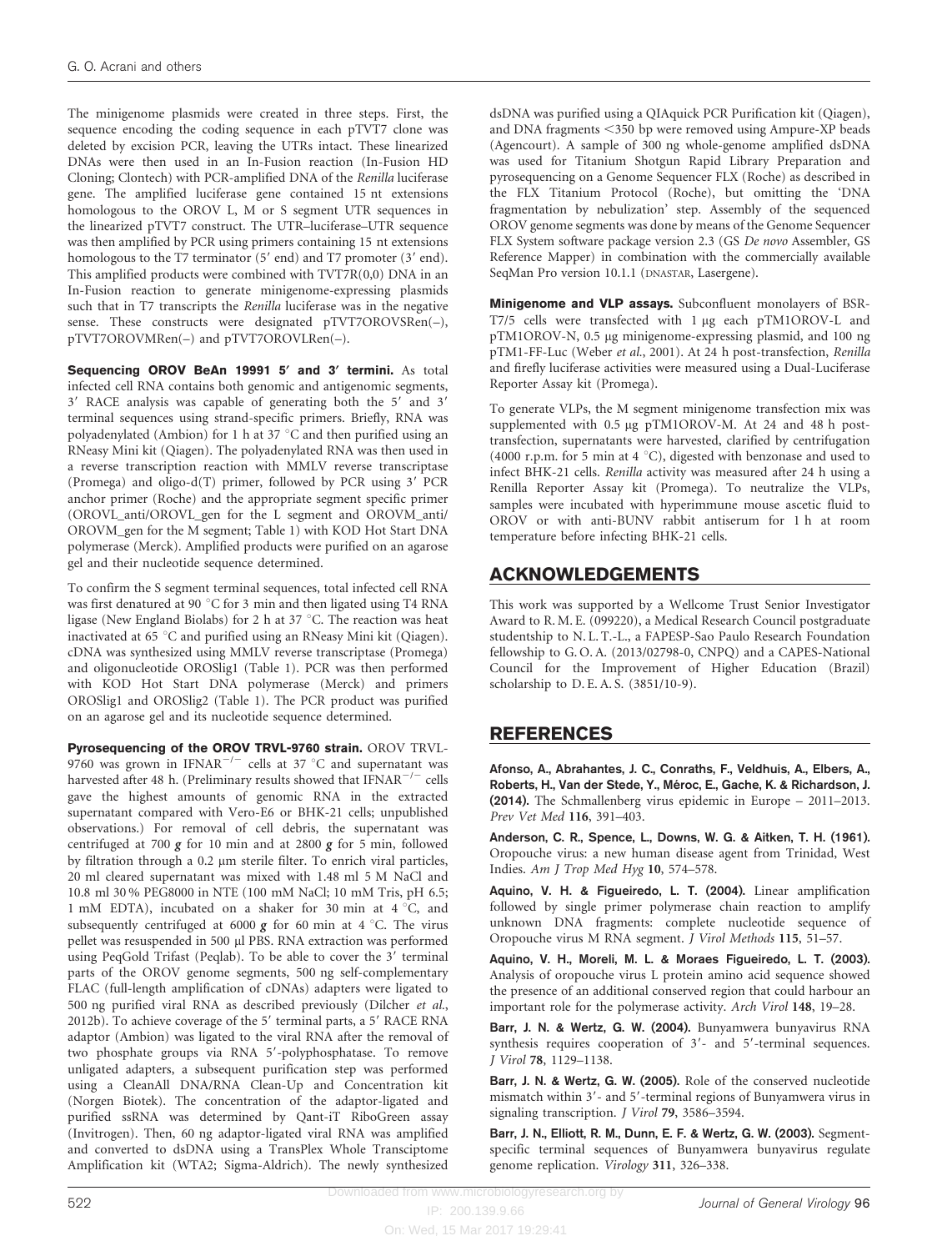The minigenome plasmids were created in three steps. First, the sequence encoding the coding sequence in each pTVT7 clone was deleted by excision PCR, leaving the UTRs intact. These linearized DNAs were then used in an In-Fusion reaction (In-Fusion HD Cloning; Clontech) with PCR-amplified DNA of the *Renilla* luciferase gene. The amplified luciferase gene contained 15 nt extensions homologous to the OROV L, M or S segment UTR sequences in the linearized pTVT7 construct. The UTR–luciferase–UTR sequence was then amplified by PCR using primers containing 15 nt extensions homologous to the T7 terminator (5′ end) and T7 promoter (3′ end). This amplified products were combined with TVT7R(0,0) DNA in an In-Fusion reaction to generate minigenome-expressing plasmids such that in T7 transcripts the *Renilla* luciferase was in the negative sense. These constructs were designated pTVT7OROVSRen(–), pTVT7OROVMRen(–) and pTVT7OROVLRen(–).

**Sequencing OROV BeAn 19991 5′ and 3′ termini.** As total infected cell RNA contains both genomic and antigenomic segments, 3′ RACE analysis was capable of generating both the 5′ and 3′ terminal sequences using strand-specific primers. Briefly, RNA was polyadenylated (Ambion) for 1 h at 37 °C and then purified using an RNeasy Mini kit (Qiagen). The polyadenylated RNA was then used in a reverse transcription reaction with MMLV reverse transcriptase (Promega) and oligo-d(T) primer, followed by PCR using 3′ PCR anchor primer (Roche) and the appropriate segment specific primer (OROVL_anti/OROVL_gen for the L segment and OROVM_anti/OROVM_gen for the M segment; Table 1) with KOD Hot Start DNA polymerase (Merck). Amplified products were purified on an agarose gel and their nucleotide sequence determined.

To confirm the S segment terminal sequences, total infected cell RNA was first denatured at 90 °C for 3 min and then ligated using T4 RNA ligase (New England Biolabs) for 2 h at 37 °C. The reaction was heat inactivated at 65 °C and purified using an RNeasy Mini kit (Qiagen). cDNA was synthesized using MMLV reverse transcriptase (Promega) and oligonucleotide OROSlig1 (Table 1). PCR was then performed with KOD Hot Start DNA polymerase (Merck) and primers OROSlig1 and OROSlig2 (Table 1). The PCR product was purified on an agarose gel and its nucleotide sequence determined.

**Pyrosequencing of the OROV TRVL-9760 strain.** OROV TRVL-9760 was grown in IFNAR$^{-/-}$ cells at 37 °C and supernatant was harvested after 48 h. (Preliminary results showed that IFNAR$^{-/-}$ cells gave the highest amounts of genomic RNA in the extracted supernatant compared with Vero-E6 or BHK-21 cells; unpublished observations.) For removal of cell debris, the supernatant was centrifuged at 700 ***g*** for 10 min and at 2800 ***g*** for 5 min, followed by filtration through a 0.2 μm sterile filter. To enrich viral particles, 20 ml cleared supernatant was mixed with 1.48 ml 5 M NaCl and 10.8 ml 30 % PEG8000 in NTE (100 mM NaCl; 10 mM Tris, pH 6.5; 1 mM EDTA), incubated on a shaker for 30 min at 4 °C, and subsequently centrifuged at 6000 ***g*** for 60 min at 4 °C. The virus pellet was resuspended in 500 μl PBS. RNA extraction was performed using PeqGold Trifast (Peqlab). To be able to cover the 3′ terminal parts of the OROV genome segments, 500 ng self-complementary FLAC (full-length amplification of cDNAs) adapters were ligated to 500 ng purified viral RNA as described previously (Dilcher *et al.*, 2012b). To achieve coverage of the 5′ terminal parts, a 5′ RACE RNA adaptor (Ambion) was ligated to the viral RNA after the removal of two phosphate groups via RNA 5′-polyphosphatase. To remove unligated adapters, a subsequent purification step was performed using a CleanAll DNA/RNA Clean-Up and Concentration kit (Norgen Biotek). The concentration of the adaptor-ligated and purified ssRNA was determined by Qant-iT RiboGreen assay (Invitrogen). Then, 60 ng adaptor-ligated viral RNA was amplified and converted to dsDNA using a TransPlex Whole Transciptome Amplification kit (WTA2; Sigma-Aldrich). The newly synthesized dsDNA was purified using a QIAquick PCR Purification kit (Qiagen), and DNA fragments <350 bp were removed using Ampure-XP beads (Agencourt). A sample of 300 ng whole-genome amplified dsDNA was used for Titanium Shotgun Rapid Library Preparation and pyrosequencing on a Genome Sequencer FLX (Roche) as described in the FLX Titanium Protocol (Roche), but omitting the 'DNA fragmentation by nebulization' step. Assembly of the sequenced OROV genome segments was done by means of the Genome Sequencer FLX System software package version 2.3 (GS *De novo* Assembler, GS Reference Mapper) in combination with the commercially available SeqMan Pro version 10.1.1 (DNASTAR, Lasergene).

**Minigenome and VLP assays.** Subconfluent monolayers of BSR-T7/5 cells were transfected with 1 μg each pTM1OROV-L and pTM1OROV-N, 0.5 μg minigenome-expressing plasmid, and 100 ng pTM1-FF-Luc (Weber *et al.*, 2001). At 24 h post-transfection, *Renilla* and firefly luciferase activities were measured using a Dual-Luciferase Reporter Assay kit (Promega).

To generate VLPs, the M segment minigenome transfection mix was supplemented with 0.5 μg pTM1OROV-M. At 24 and 48 h post-transfection, supernatants were harvested, clarified by centrifugation (4000 r.p.m. for 5 min at 4 °C), digested with benzonase and used to infect BHK-21 cells. *Renilla* activity was measured after 24 h using a Renilla Reporter Assay kit (Promega). To neutralize the VLPs, samples were incubated with hyperimmune mouse ascetic fluid to OROV or with anti-BUNV rabbit antiserum for 1 h at room temperature before infecting BHK-21 cells.

## ACKNOWLEDGEMENTS

This work was supported by a Wellcome Trust Senior Investigator Award to R. M. E. (099220), a Medical Research Council postgraduate studentship to N. L. T.-L., a FAPESP-Sao Paulo Research Foundation fellowship to G. O. A. (2013/02798-0, CNPQ) and a CAPES-National Council for the Improvement of Higher Education (Brazil) scholarship to D. E. A. S. (3851/10-9).

## REFERENCES

**Afonso, A., Abrahantes, J. C., Conraths, F., Veldhuis, A., Elbers, A., Roberts, H., Van der Stede, Y., Méroc, E., Gache, K. & Richardson, J. (2014).** The Schmallenberg virus epidemic in Europe – 2011–2013. *Prev Vet Med* **116**, 391–403.

**Anderson, C. R., Spence, L., Downs, W. G. & Aitken, T. H. (1961).** Oropouche virus: a new human disease agent from Trinidad, West Indies. *Am J Trop Med Hyg* **10**, 574–578.

**Aquino, V. H. & Figueiredo, L. T. (2004).** Linear amplification followed by single primer polymerase chain reaction to amplify unknown DNA fragments: complete nucleotide sequence of Oropouche virus M RNA segment. *J Virol Methods* **115**, 51–57.

**Aquino, V. H., Moreli, M. L. & Moraes Figueiredo, L. T. (2003).** Analysis of oropouche virus L protein amino acid sequence showed the presence of an additional conserved region that could harbour an important role for the polymerase activity. *Arch Virol* **148**, 19–28.

**Barr, J. N. & Wertz, G. W. (2004).** Bunyamwera bunyavirus RNA synthesis requires cooperation of 3′- and 5′-terminal sequences. *J Virol* **78**, 1129–1138.

**Barr, J. N. & Wertz, G. W. (2005).** Role of the conserved nucleotide mismatch within 3′- and 5′-terminal regions of Bunyamwera virus in signaling transcription. *J Virol* **79**, 3586–3594.

**Barr, J. N., Elliott, R. M., Dunn, E. F. & Wertz, G. W. (2003).** Segment-specific terminal sequences of Bunyamwera bunyavirus regulate genome replication. *Virology* **311**, 326–338.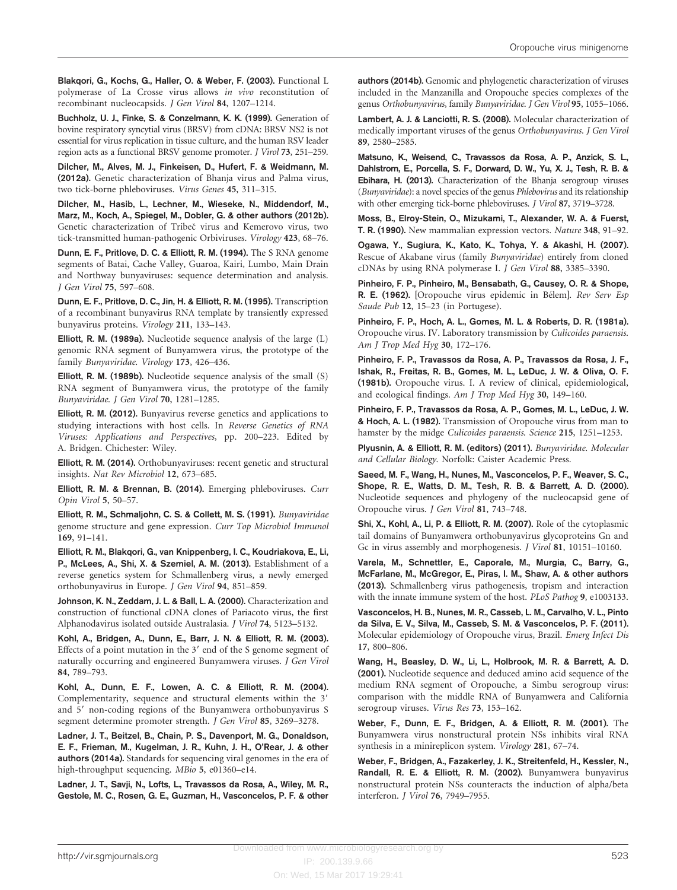**Blakqori, G., Kochs, G., Haller, O. & Weber, F. (2003).** Functional L polymerase of La Crosse virus allows *in vivo* reconstitution of recombinant nucleocapsids. *J Gen Virol* **84**, 1207–1214.

**Buchholz, U. J., Finke, S. & Conzelmann, K. K. (1999).** Generation of bovine respiratory syncytial virus (BRSV) from cDNA: BRSV NS2 is not essential for virus replication in tissue culture, and the human RSV leader region acts as a functional BRSV genome promoter. *J Virol* **73**, 251–259.

**Dilcher, M., Alves, M. J., Finkeisen, D., Hufert, F. & Weidmann, M. (2012a).** Genetic characterization of Bhanja virus and Palma virus, two tick-borne phleboviruses. *Virus Genes* **45**, 311–315.

**Dilcher, M., Hasib, L., Lechner, M., Wieseke, N., Middendorf, M., Marz, M., Koch, A., Spiegel, M., Dobler, G. & other authors (2012b).** Genetic characterization of Tribeč virus and Kemerovo virus, two tick-transmitted human-pathogenic Orbiviruses. *Virology* **423**, 68–76.

**Dunn, E. F., Pritlove, D. C. & Elliott, R. M. (1994).** The S RNA genome segments of Batai, Cache Valley, Guaroa, Kairi, Lumbo, Main Drain and Northway bunyaviruses: sequence determination and analysis. *J Gen Virol* **75**, 597–608.

**Dunn, E. F., Pritlove, D. C., Jin, H. & Elliott, R. M. (1995).** Transcription of a recombinant bunyavirus RNA template by transiently expressed bunyavirus proteins. *Virology* **211**, 133–143.

**Elliott, R. M. (1989a).** Nucleotide sequence analysis of the large (L) genomic RNA segment of Bunyamwera virus, the prototype of the family *Bunyaviridae*. *Virology* **173**, 426–436.

**Elliott, R. M. (1989b).** Nucleotide sequence analysis of the small (S) RNA segment of Bunyamwera virus, the prototype of the family *Bunyaviridae*. *J Gen Virol* **70**, 1281–1285.

**Elliott, R. M. (2012).** Bunyavirus reverse genetics and applications to studying interactions with host cells. In *Reverse Genetics of RNA Viruses: Applications and Perspectives*, pp. 200–223. Edited by A. Bridgen. Chichester: Wiley.

**Elliott, R. M. (2014).** Orthobunyaviruses: recent genetic and structural insights. *Nat Rev Microbiol* **12**, 673–685.

**Elliott, R. M. & Brennan, B. (2014).** Emerging phleboviruses. *Curr Opin Virol* **5**, 50–57.

**Elliott, R. M., Schmaljohn, C. S. & Collett, M. S. (1991).** *Bunyaviridae* genome structure and gene expression. *Curr Top Microbiol Immunol* **169**, 91–141.

**Elliott, R. M., Blakqori, G., van Knippenberg, I. C., Koudriakova, E., Li, P., McLees, A., Shi, X. & Szemiel, A. M. (2013).** Establishment of a reverse genetics system for Schmallenberg virus, a newly emerged orthobunyavirus in Europe. *J Gen Virol* **94**, 851–859.

**Johnson, K. N., Zeddam, J. L. & Ball, L. A. (2000).** Characterization and construction of functional cDNA clones of Pariacoto virus, the first Alphanodavirus isolated outside Australasia. *J Virol* **74**, 5123–5132.

**Kohl, A., Bridgen, A., Dunn, E., Barr, J. N. & Elliott, R. M. (2003).** Effects of a point mutation in the 3′ end of the S genome segment of naturally occurring and engineered Bunyamwera viruses. *J Gen Virol* **84**, 789–793.

**Kohl, A., Dunn, E. F., Lowen, A. C. & Elliott, R. M. (2004).** Complementarity, sequence and structural elements within the 3′ and 5′ non-coding regions of the Bunyamwera orthobunyavirus S segment determine promoter strength. *J Gen Virol* **85**, 3269–3278.

**Ladner, J. T., Beitzel, B., Chain, P. S., Davenport, M. G., Donaldson, E. F., Frieman, M., Kugelman, J. R., Kuhn, J. H., O'Rear, J. & other authors (2014a).** Standards for sequencing viral genomes in the era of high-throughput sequencing. *MBio* **5**, e01360–e14.

**Ladner, J. T., Savji, N., Lofts, L., Travassos da Rosa, A., Wiley, M. R., Gestole, M. C., Rosen, G. E., Guzman, H., Vasconcelos, P. F. & other authors (2014b).** Genomic and phylogenetic characterization of viruses included in the Manzanilla and Oropouche species complexes of the genus *Orthobunyavirus*, family *Bunyaviridae*. *J Gen Virol* **95**, 1055–1066.

**Lambert, A. J. & Lanciotti, R. S. (2008).** Molecular characterization of medically important viruses of the genus *Orthobunyavirus*. *J Gen Virol* **89**, 2580–2585.

**Matsuno, K., Weisend, C., Travassos da Rosa, A. P., Anzick, S. L., Dahlstrom, E., Porcella, S. F., Dorward, D. W., Yu, X. J., Tesh, R. B. & Ebihara, H. (2013).** Characterization of the Bhanja serogroup viruses (*Bunyaviridae*): a novel species of the genus *Phlebovirus* and its relationship with other emerging tick-borne phleboviruses. *J Virol* **87**, 3719–3728.

**Moss, B., Elroy-Stein, O., Mizukami, T., Alexander, W. A. & Fuerst, T. R. (1990).** New mammalian expression vectors. *Nature* **348**, 91–92.

**Ogawa, Y., Sugiura, K., Kato, K., Tohya, Y. & Akashi, H. (2007).** Rescue of Akabane virus (family *Bunyaviridae*) entirely from cloned cDNAs by using RNA polymerase I. *J Gen Virol* **88**, 3385–3390.

**Pinheiro, F. P., Pinheiro, M., Bensabath, G., Causey, O. R. & Shope, R. E. (1962).** [Oropouche virus epidemic in Bélem]. *Rev Serv Esp Saude Pub* **12**, 15–23 (in Portugese).

**Pinheiro, F. P., Hoch, A. L., Gomes, M. L. & Roberts, D. R. (1981a).** Oropouche virus. IV. Laboratory transmission by *Culicoides paraensis*. *Am J Trop Med Hyg* **30**, 172–176.

**Pinheiro, F. P., Travassos da Rosa, A. P., Travassos da Rosa, J. F., Ishak, R., Freitas, R. B., Gomes, M. L., LeDuc, J. W. & Oliva, O. F. (1981b).** Oropouche virus. I. A review of clinical, epidemiological, and ecological findings. *Am J Trop Med Hyg* **30**, 149–160.

**Pinheiro, F. P., Travassos da Rosa, A. P., Gomes, M. L., LeDuc, J. W. & Hoch, A. L. (1982).** Transmission of Oropouche virus from man to hamster by the midge *Culicoides paraensis*. *Science* **215**, 1251–1253.

**Plyusnin, A. & Elliott, R. M. (editors) (2011).** *Bunyaviridae. Molecular and Cellular Biology*. Norfolk: Caister Academic Press.

**Saeed, M. F., Wang, H., Nunes, M., Vasconcelos, P. F., Weaver, S. C., Shope, R. E., Watts, D. M., Tesh, R. B. & Barrett, A. D. (2000).** Nucleotide sequences and phylogeny of the nucleocapsid gene of Oropouche virus. *J Gen Virol* **81**, 743–748.

**Shi, X., Kohl, A., Li, P. & Elliott, R. M. (2007).** Role of the cytoplasmic tail domains of Bunyamwera orthobunyavirus glycoproteins Gn and Gc in virus assembly and morphogenesis. *J Virol* **81**, 10151–10160.

**Varela, M., Schnettler, E., Caporale, M., Murgia, C., Barry, G., McFarlane, M., McGregor, E., Piras, I. M., Shaw, A. & other authors (2013).** Schmallenberg virus pathogenesis, tropism and interaction with the innate immune system of the host. *PLoS Pathog* **9**, e1003133.

**Vasconcelos, H. B., Nunes, M. R., Casseb, L. M., Carvalho, V. L., Pinto da Silva, E. V., Silva, M., Casseb, S. M. & Vasconcelos, P. F. (2011).** Molecular epidemiology of Oropouche virus, Brazil. *Emerg Infect Dis* **17**, 800–806.

**Wang, H., Beasley, D. W., Li, L., Holbrook, M. R. & Barrett, A. D. (2001).** Nucleotide sequence and deduced amino acid sequence of the medium RNA segment of Oropouche, a Simbu serogroup virus: comparison with the middle RNA of Bunyamwera and California serogroup viruses. *Virus Res* **73**, 153–162.

**Weber, F., Dunn, E. F., Bridgen, A. & Elliott, R. M. (2001).** The Bunyamwera virus nonstructural protein NSs inhibits viral RNA synthesis in a minireplicon system. *Virology* **281**, 67–74.

**Weber, F., Bridgen, A., Fazakerley, J. K., Streitenfeld, H., Kessler, N., Randall, R. E. & Elliott, R. M. (2002).** Bunyamwera bunyavirus nonstructural protein NSs counteracts the induction of alpha/beta interferon. *J Virol* **76**, 7949–7955.